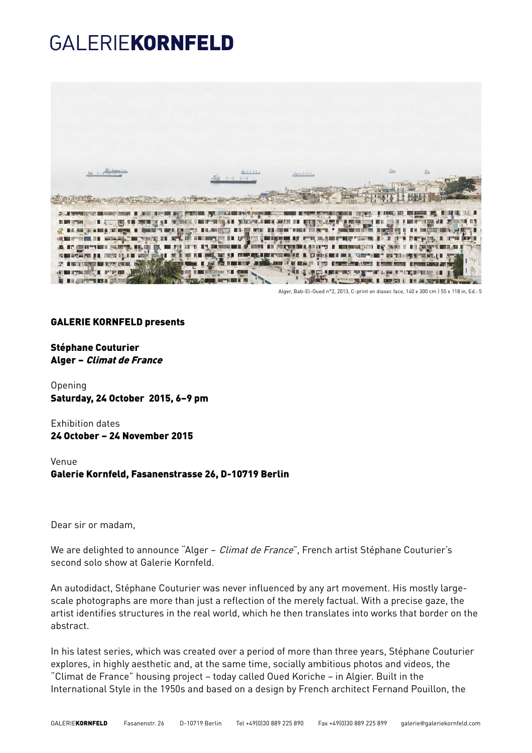# GALERIE**KORNFELD**

Alger, Bab-El-Oued n°2, 2013, C-print on diasec face, 140 x 300 cm | 55 x 118 in, Ed.: 5

**GALERIE KORNFELD presents**

**Stéphane Couturier**
**Alger – *Climat de France***

Opening
**Saturday, 24 October 2015, 6–9 pm**

Exhibition dates
**24 October – 24 November 2015**

Venue
**Galerie Kornfeld, Fasanenstrasse 26, D-10719 Berlin**

Dear sir or madam,

We are delighted to announce "Alger – *Climat de France*", French artist Stéphane Couturier's second solo show at Galerie Kornfeld.

An autodidact, Stéphane Couturier was never influenced by any art movement. His mostly large-scale photographs are more than just a reflection of the merely factual. With a precise gaze, the artist identifies structures in the real world, which he then translates into works that border on the abstract.

In his latest series, which was created over a period of more than three years, Stéphane Couturier explores, in highly aesthetic and, at the same time, socially ambitious photos and videos, the "Climat de France" housing project – today called Oued Koriche – in Algier. Built in the International Style in the 1950s and based on a design by French architect Fernand Pouillon, the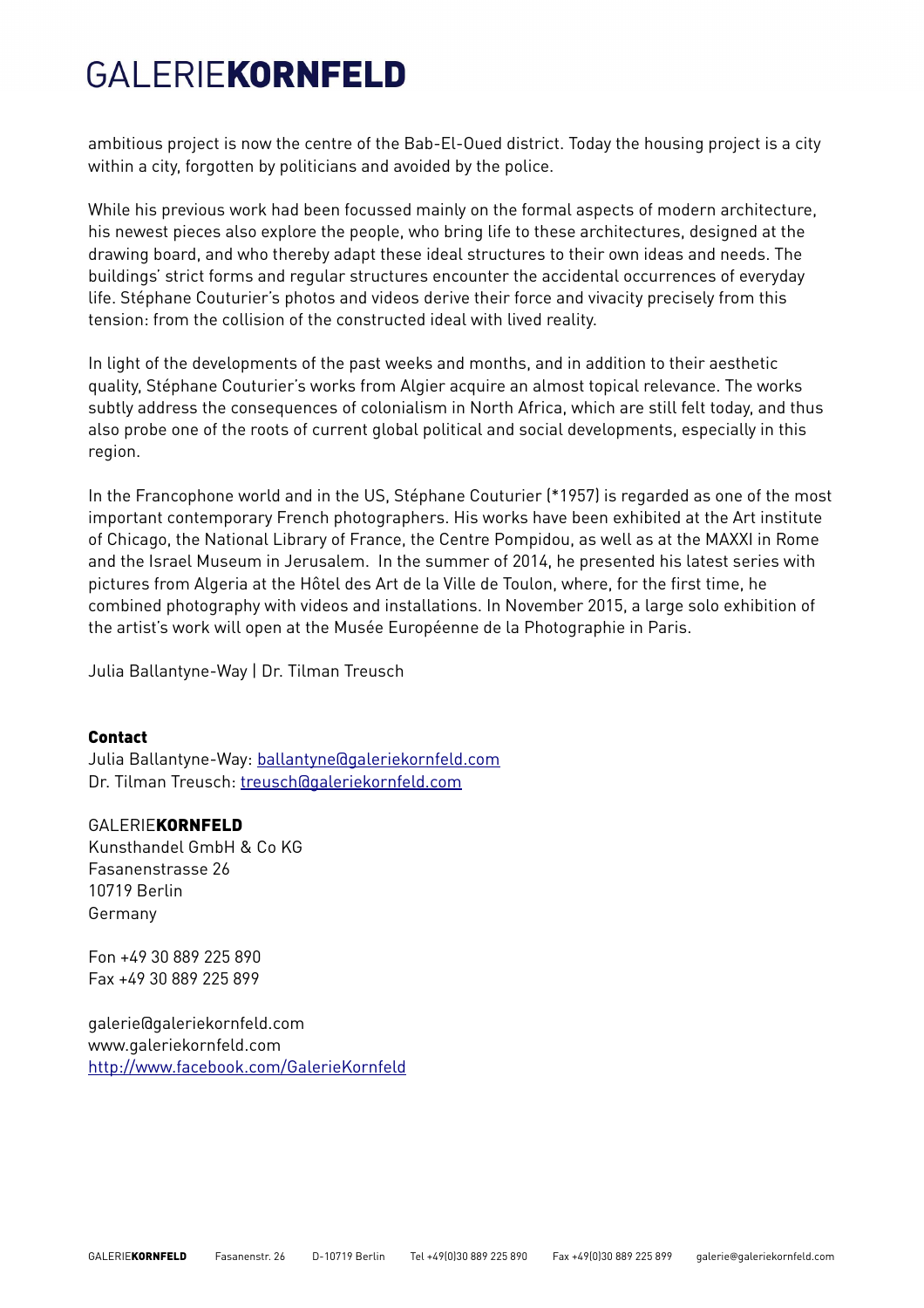ambitious project is now the centre of the Bab-El-Oued district. Today the housing project is a city within a city, forgotten by politicians and avoided by the police.

While his previous work had been focussed mainly on the formal aspects of modern architecture, his newest pieces also explore the people, who bring life to these architectures, designed at the drawing board, and who thereby adapt these ideal structures to their own ideas and needs. The buildings' strict forms and regular structures encounter the accidental occurrences of everyday life. Stéphane Couturier's photos and videos derive their force and vivacity precisely from this tension: from the collision of the constructed ideal with lived reality.

In light of the developments of the past weeks and months, and in addition to their aesthetic quality, Stéphane Couturier's works from Algier acquire an almost topical relevance. The works subtly address the consequences of colonialism in North Africa, which are still felt today, and thus also probe one of the roots of current global political and social developments, especially in this region.

In the Francophone world and in the US, Stéphane Couturier (*1957) is regarded as one of the most important contemporary French photographers. His works have been exhibited at the Art institute of Chicago, the National Library of France, the Centre Pompidou, as well as at the MAXXI in Rome and the Israel Museum in Jerusalem. In the summer of 2014, he presented his latest series with pictures from Algeria at the Hôtel des Art de la Ville de Toulon, where, for the first time, he combined photography with videos and installations. In November 2015, a large solo exhibition of the artist's work will open at the Musée Européenne de la Photographie in Paris.

Julia Ballantyne-Way | Dr. Tilman Treusch

**Contact**
Julia Ballantyne-Way: ballantyne@galeriekornfeld.com
Dr. Tilman Treusch: treusch@galeriekornfeld.com

GALERIE**KORNFELD**
Kunsthandel GmbH & Co KG
Fasanenstrasse 26
10719 Berlin
Germany

Fon +49 30 889 225 890
Fax +49 30 889 225 899

galerie@galeriekornfeld.com
www.galeriekornfeld.com
http://www.facebook.com/GalerieKornfeld